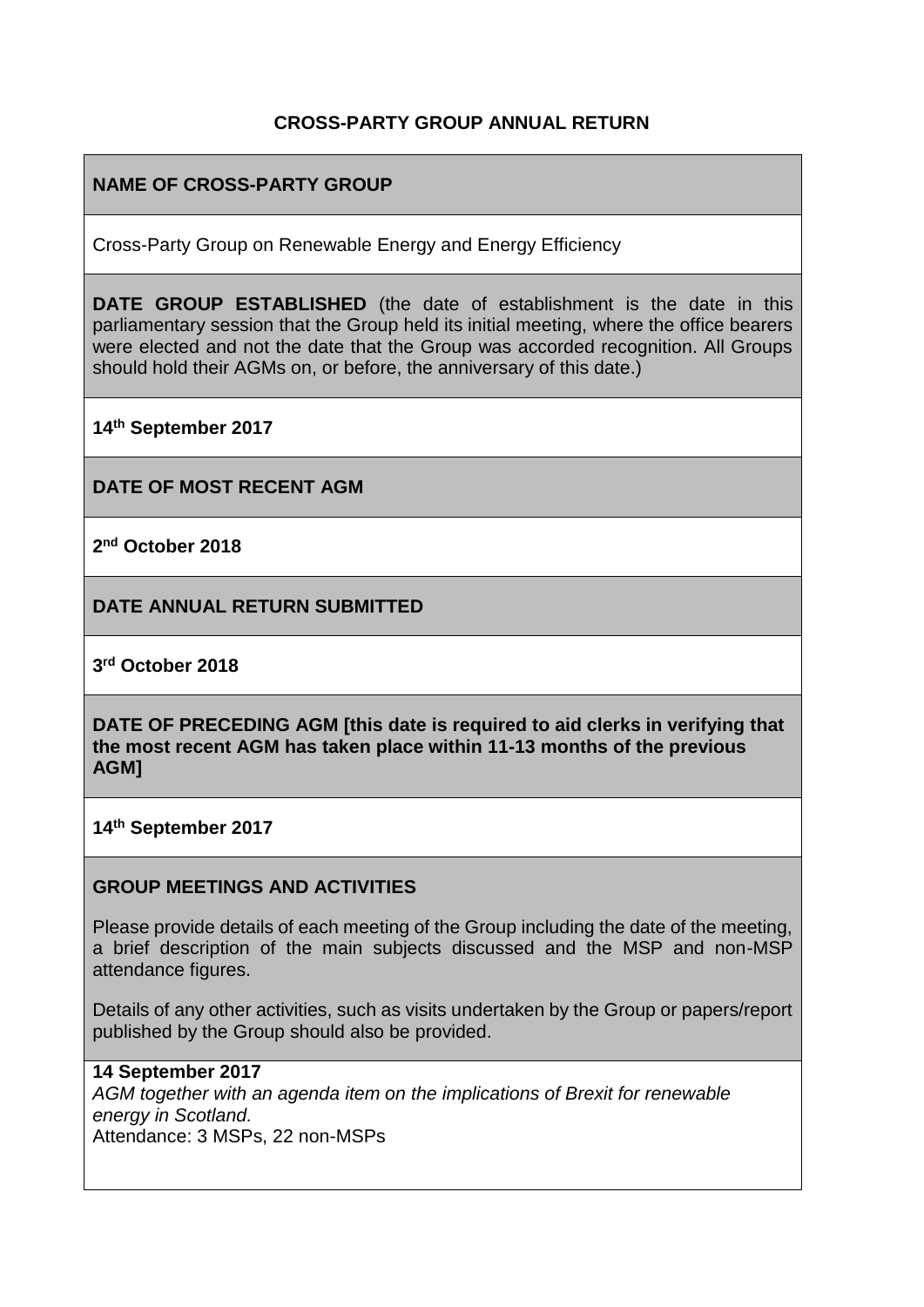# CROSS-PARTY GROUP ANNUAL RETURN

**NAME OF CROSS-PARTY GROUP**

Cross-Party Group on Renewable Energy and Energy Efficiency

**DATE GROUP ESTABLISHED** (the date of establishment is the date in this parliamentary session that the Group held its initial meeting, where the office bearers were elected and not the date that the Group was accorded recognition. All Groups should hold their AGMs on, or before, the anniversary of this date.)

**14th September 2017**

**DATE OF MOST RECENT AGM**

**2nd October 2018**

**DATE ANNUAL RETURN SUBMITTED**

**3rd October 2018**

**DATE OF PRECEDING AGM [this date is required to aid clerks in verifying that the most recent AGM has taken place within 11-13 months of the previous AGM]**

**14th September 2017**

**GROUP MEETINGS AND ACTIVITIES**

Please provide details of each meeting of the Group including the date of the meeting, a brief description of the main subjects discussed and the MSP and non-MSP attendance figures.

Details of any other activities, such as visits undertaken by the Group or papers/report published by the Group should also be provided.

**14 September 2017**
*AGM together with an agenda item on the implications of Brexit for renewable energy in Scotland.*
Attendance: 3 MSPs, 22 non-MSPs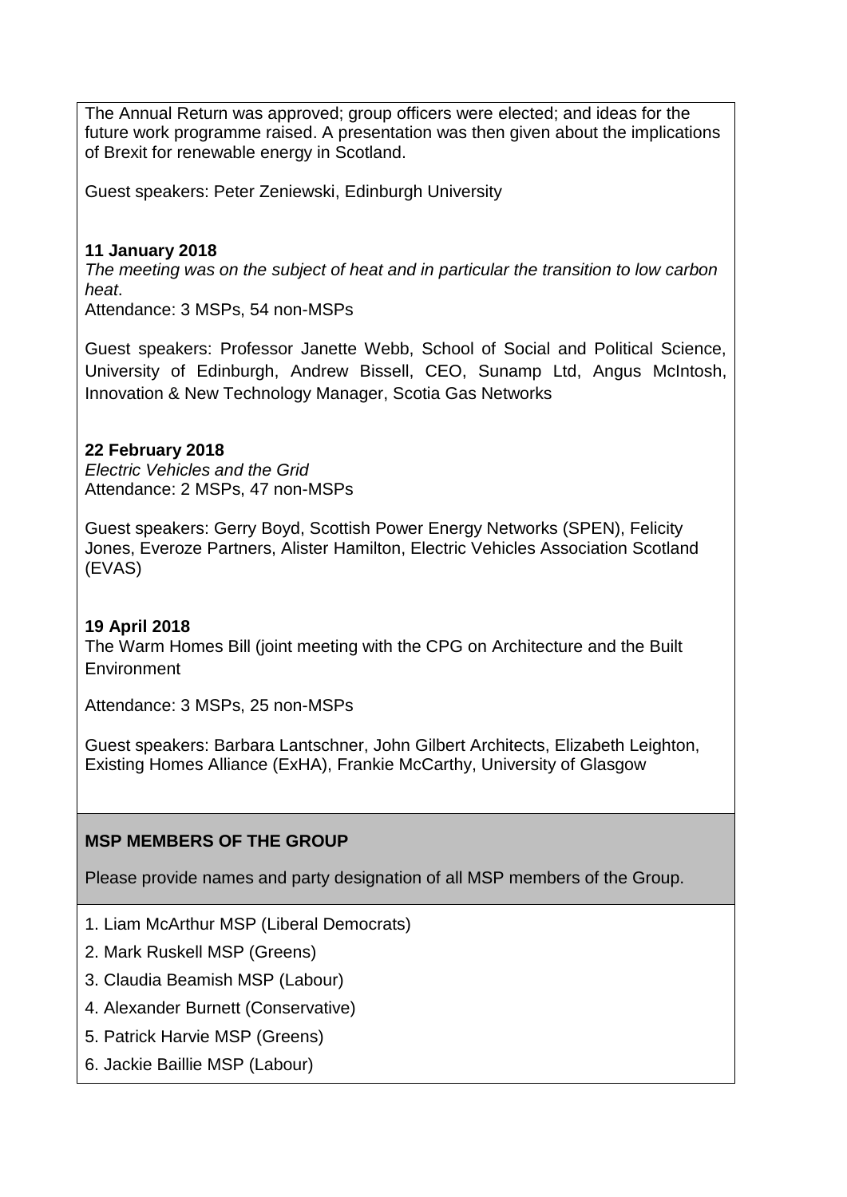The Annual Return was approved; group officers were elected; and ideas for the future work programme raised. A presentation was then given about the implications of Brexit for renewable energy in Scotland.

Guest speakers: Peter Zeniewski, Edinburgh University

**11 January 2018**

*The meeting was on the subject of heat and in particular the transition to low carbon heat*.

Attendance: 3 MSPs, 54 non-MSPs

Guest speakers: Professor Janette Webb, School of Social and Political Science, University of Edinburgh, Andrew Bissell, CEO, Sunamp Ltd, Angus McIntosh, Innovation & New Technology Manager, Scotia Gas Networks

**22 February 2018**

*Electric Vehicles and the Grid*

Attendance: 2 MSPs, 47 non-MSPs

Guest speakers: Gerry Boyd, Scottish Power Energy Networks (SPEN), Felicity Jones, Everoze Partners, Alister Hamilton, Electric Vehicles Association Scotland (EVAS)

**19 April 2018**

The Warm Homes Bill (joint meeting with the CPG on Architecture and the Built Environment

Attendance: 3 MSPs, 25 non-MSPs

Guest speakers: Barbara Lantschner, John Gilbert Architects, Elizabeth Leighton, Existing Homes Alliance (ExHA), Frankie McCarthy, University of Glasgow

**MSP MEMBERS OF THE GROUP**

Please provide names and party designation of all MSP members of the Group.

1. Liam McArthur MSP (Liberal Democrats)
2. Mark Ruskell MSP (Greens)
3. Claudia Beamish MSP (Labour)
4. Alexander Burnett (Conservative)
5. Patrick Harvie MSP (Greens)
6. Jackie Baillie MSP (Labour)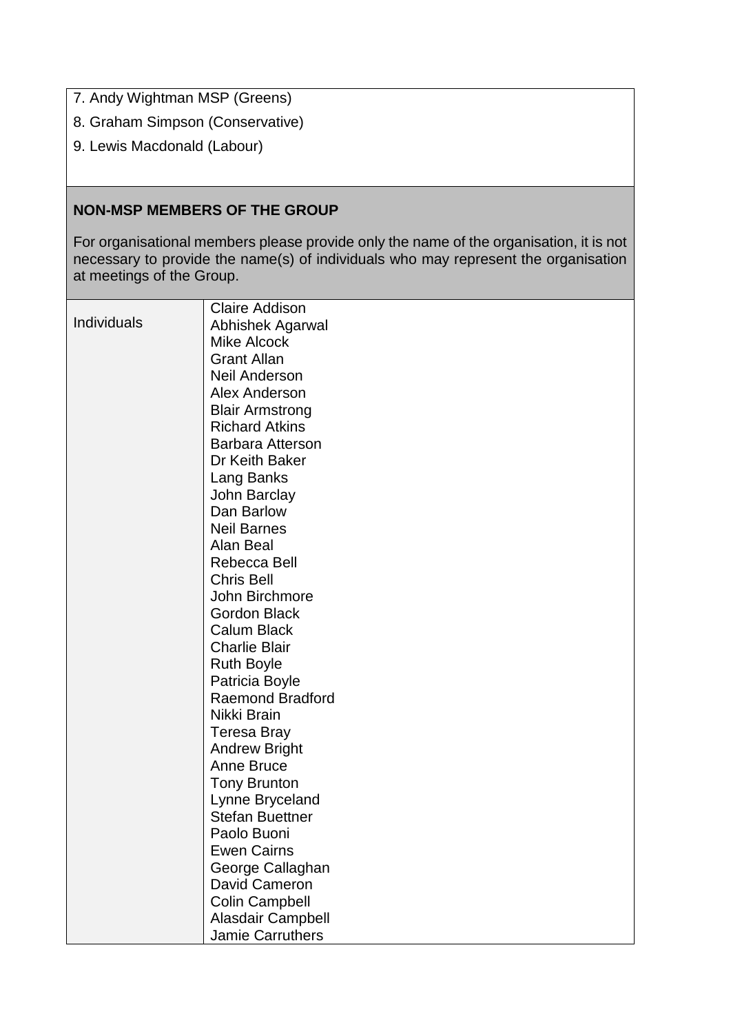7. Andy Wightman MSP (Greens)

8. Graham Simpson (Conservative)

9. Lewis Macdonald (Labour)

**NON-MSP MEMBERS OF THE GROUP**

For organisational members please provide only the name of the organisation, it is not necessary to provide the name(s) of individuals who may represent the organisation at meetings of the Group.

| | |
|---|---|
| Individuals | Claire Addison<br>Abhishek Agarwal<br>Mike Alcock<br>Grant Allan<br>Neil Anderson<br>Alex Anderson<br>Blair Armstrong<br>Richard Atkins<br>Barbara Atterson<br>Dr Keith Baker<br>Lang Banks<br>John Barclay<br>Dan Barlow<br>Neil Barnes<br>Alan Beal<br>Rebecca Bell<br>Chris Bell<br>John Birchmore<br>Gordon Black<br>Calum Black<br>Charlie Blair<br>Ruth Boyle<br>Patricia Boyle<br>Raemond Bradford<br>Nikki Brain<br>Teresa Bray<br>Andrew Bright<br>Anne Bruce<br>Tony Brunton<br>Lynne Bryceland<br>Stefan Buettner<br>Paolo Buoni<br>Ewen Cairns<br>George Callaghan<br>David Cameron<br>Colin Campbell<br>Alasdair Campbell<br>Jamie Carruthers |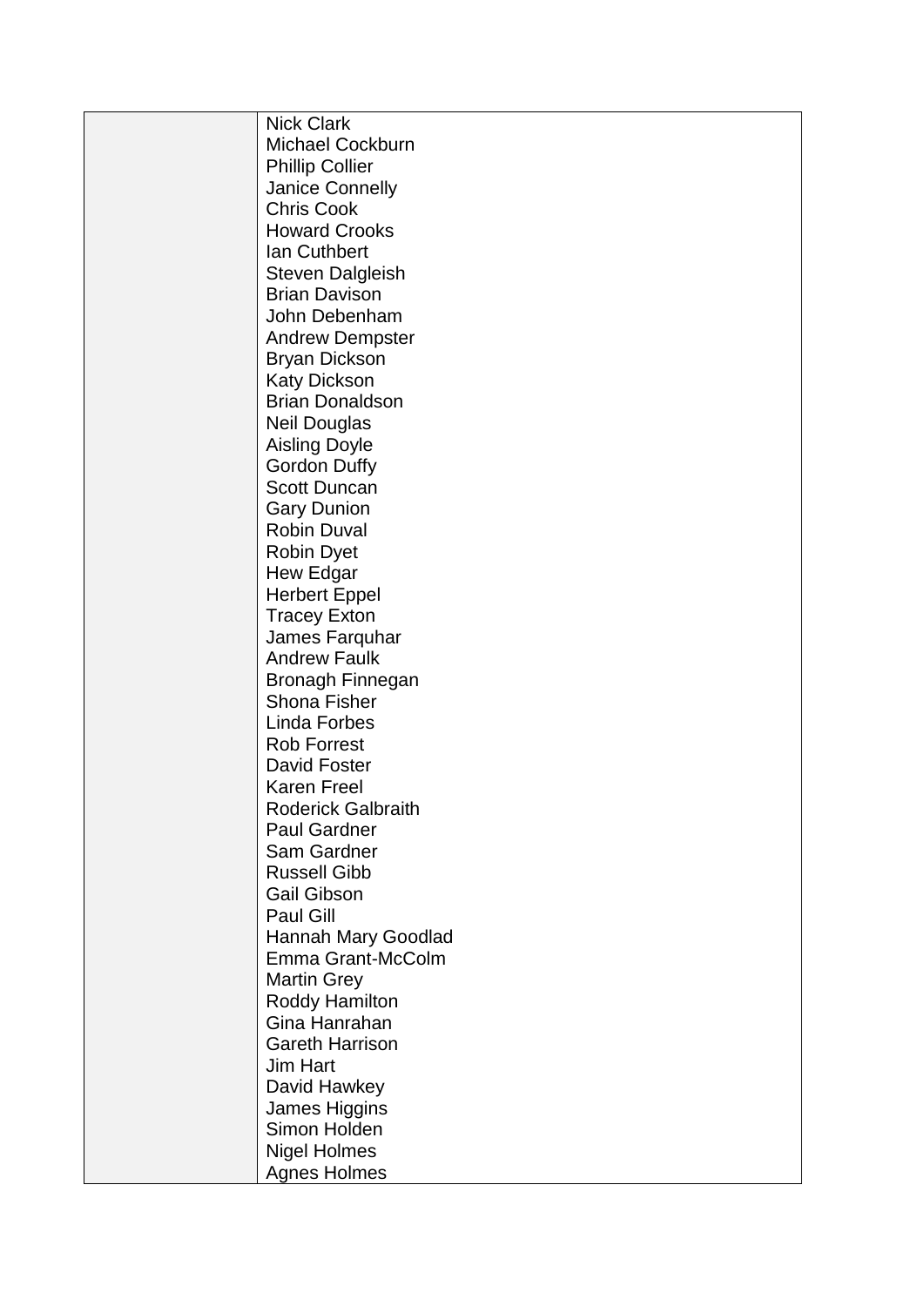| | |
|---|---|
| | Nick Clark<br>Michael Cockburn<br>Phillip Collier<br>Janice Connelly<br>Chris Cook<br>Howard Crooks<br>Ian Cuthbert<br>Steven Dalgleish<br>Brian Davison<br>John Debenham<br>Andrew Dempster<br>Bryan Dickson<br>Katy Dickson<br>Brian Donaldson<br>Neil Douglas<br>Aisling Doyle<br>Gordon Duffy<br>Scott Duncan<br>Gary Dunion<br>Robin Duval<br>Robin Dyet<br>Hew Edgar<br>Herbert Eppel<br>Tracey Exton<br>James Farquhar<br>Andrew Faulk<br>Bronagh Finnegan<br>Shona Fisher<br>Linda Forbes<br>Rob Forrest<br>David Foster<br>Karen Freel<br>Roderick Galbraith<br>Paul Gardner<br>Sam Gardner<br>Russell Gibb<br>Gail Gibson<br>Paul Gill<br>Hannah Mary Goodlad<br>Emma Grant-McColm<br>Martin Grey<br>Roddy Hamilton<br>Gina Hanrahan<br>Gareth Harrison<br>Jim Hart<br>David Hawkey<br>James Higgins<br>Simon Holden<br>Nigel Holmes<br>Agnes Holmes |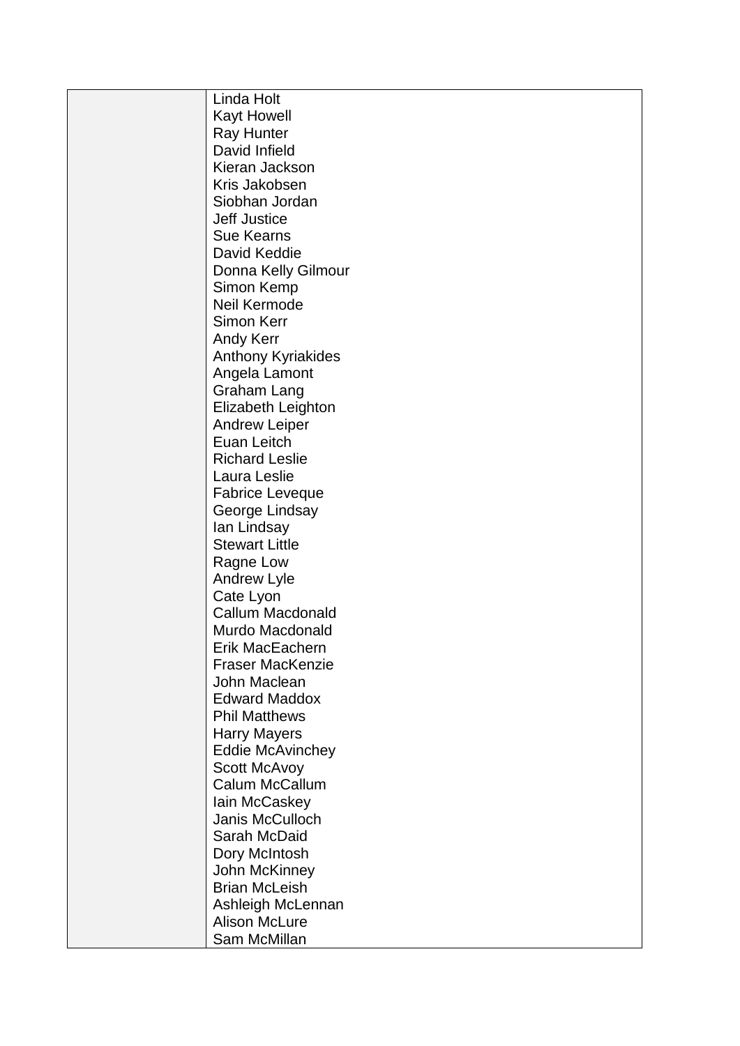| | |
|---|---|
| | Linda Holt<br>Kayt Howell<br>Ray Hunter<br>David Infield<br>Kieran Jackson<br>Kris Jakobsen<br>Siobhan Jordan<br>Jeff Justice<br>Sue Kearns<br>David Keddie<br>Donna Kelly Gilmour<br>Simon Kemp<br>Neil Kermode<br>Simon Kerr<br>Andy Kerr<br>Anthony Kyriakides<br>Angela Lamont<br>Graham Lang<br>Elizabeth Leighton<br>Andrew Leiper<br>Euan Leitch<br>Richard Leslie<br>Laura Leslie<br>Fabrice Leveque<br>George Lindsay<br>Ian Lindsay<br>Stewart Little<br>Ragne Low<br>Andrew Lyle<br>Cate Lyon<br>Callum Macdonald<br>Murdo Macdonald<br>Erik MacEachern<br>Fraser MacKenzie<br>John Maclean<br>Edward Maddox<br>Phil Matthews<br>Harry Mayers<br>Eddie McAvinchey<br>Scott McAvoy<br>Calum McCallum<br>Iain McCaskey<br>Janis McCulloch<br>Sarah McDaid<br>Dory McIntosh<br>John McKinney<br>Brian McLeish<br>Ashleigh McLennan<br>Alison McLure<br>Sam McMillan |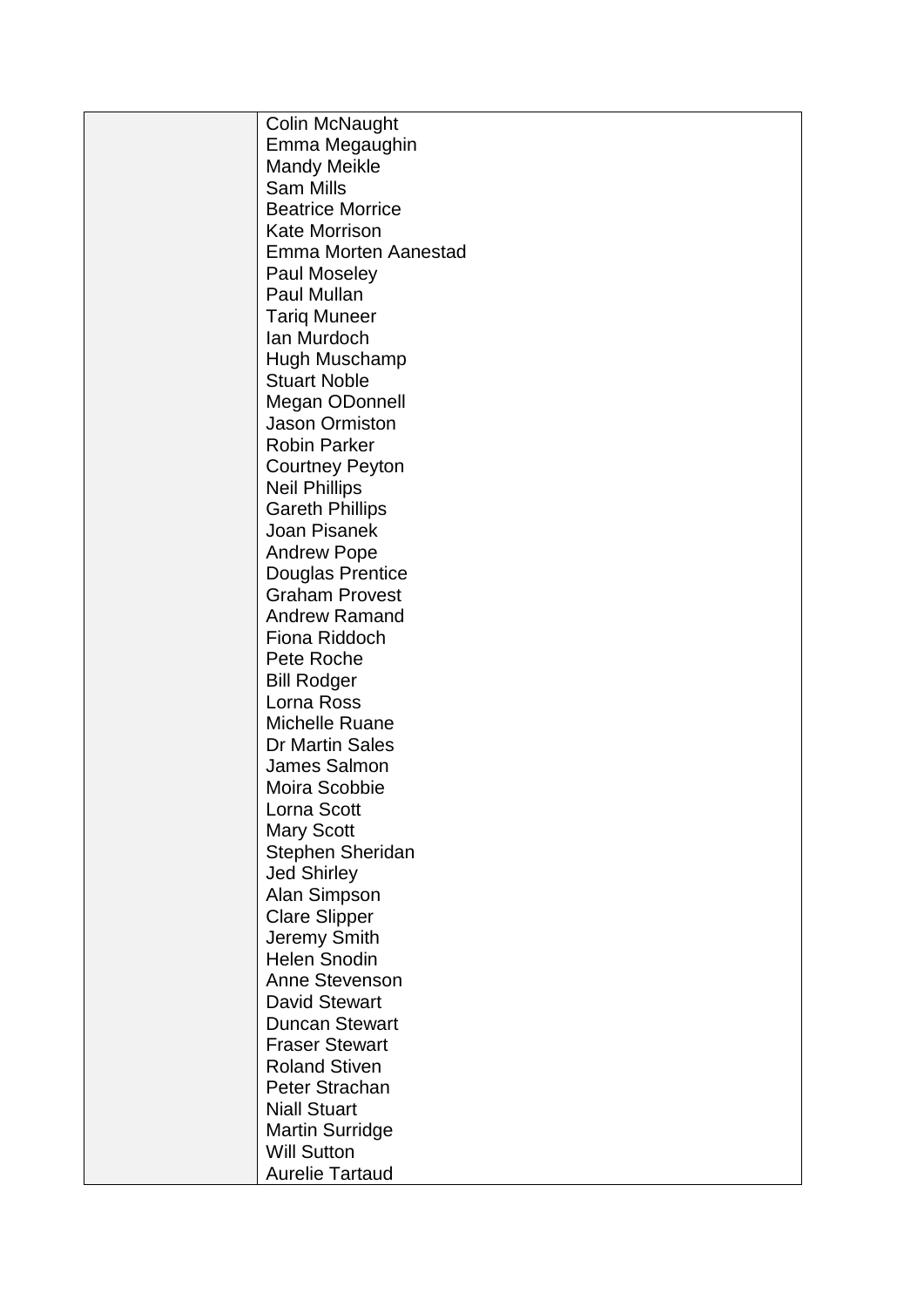|  |  |
|---|---|
|  | Colin McNaught<br>Emma Megaughin<br>Mandy Meikle<br>Sam Mills<br>Beatrice Morrice<br>Kate Morrison<br>Emma Morten Aanestad<br>Paul Moseley<br>Paul Mullan<br>Tariq Muneer<br>Ian Murdoch<br>Hugh Muschamp<br>Stuart Noble<br>Megan ODonnell<br>Jason Ormiston<br>Robin Parker<br>Courtney Peyton<br>Neil Phillips<br>Gareth Phillips<br>Joan Pisanek<br>Andrew Pope<br>Douglas Prentice<br>Graham Provest<br>Andrew Ramand<br>Fiona Riddoch<br>Pete Roche<br>Bill Rodger<br>Lorna Ross<br>Michelle Ruane<br>Dr Martin Sales<br>James Salmon<br>Moira Scobbie<br>Lorna Scott<br>Mary Scott<br>Stephen Sheridan<br>Jed Shirley<br>Alan Simpson<br>Clare Slipper<br>Jeremy Smith<br>Helen Snodin<br>Anne Stevenson<br>David Stewart<br>Duncan Stewart<br>Fraser Stewart<br>Roland Stiven<br>Peter Strachan<br>Niall Stuart<br>Martin Surridge<br>Will Sutton<br>Aurelie Tartaud |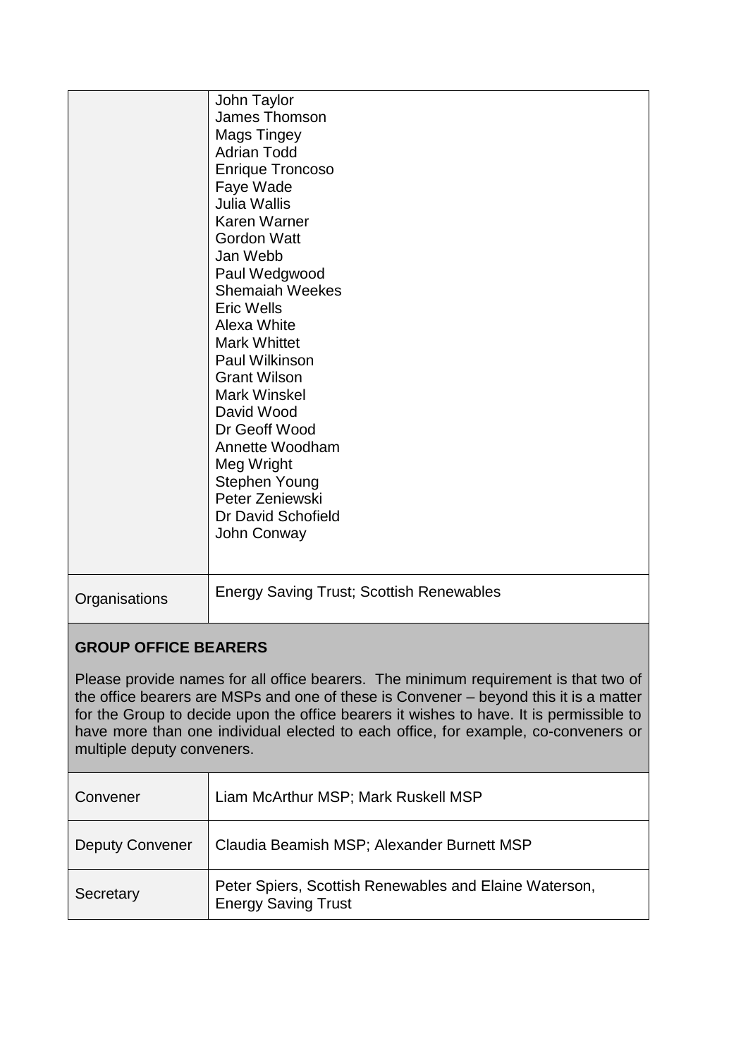| | |
|---|---|
| | John Taylor<br>James Thomson<br>Mags Tingey<br>Adrian Todd<br>Enrique Troncoso<br>Faye Wade<br>Julia Wallis<br>Karen Warner<br>Gordon Watt<br>Jan Webb<br>Paul Wedgwood<br>Shemaiah Weekes<br>Eric Wells<br>Alexa White<br>Mark Whittet<br>Paul Wilkinson<br>Grant Wilson<br>Mark Winskel<br>David Wood<br>Dr Geoff Wood<br>Annette Woodham<br>Meg Wright<br>Stephen Young<br>Peter Zeniewski<br>Dr David Schofield<br>John Conway |
| Organisations | Energy Saving Trust; Scottish Renewables |

**GROUP OFFICE BEARERS**

Please provide names for all office bearers. The minimum requirement is that two of the office bearers are MSPs and one of these is Convener – beyond this it is a matter for the Group to decide upon the office bearers it wishes to have. It is permissible to have more than one individual elected to each office, for example, co-conveners or multiple deputy conveners.

| | |
|---|---|
| Convener | Liam McArthur MSP; Mark Ruskell MSP |
| Deputy Convener | Claudia Beamish MSP; Alexander Burnett MSP |
| Secretary | Peter Spiers, Scottish Renewables and Elaine Waterson, Energy Saving Trust |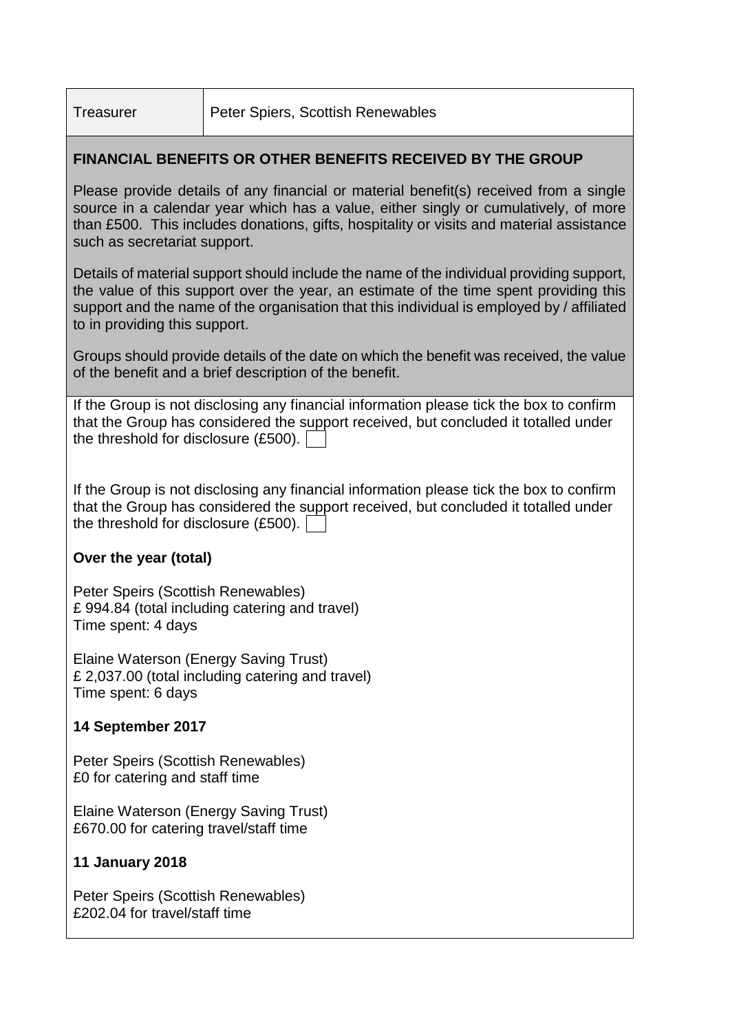| Treasurer | Peter Spiers, Scottish Renewables |
|---|---|

**FINANCIAL BENEFITS OR OTHER BENEFITS RECEIVED BY THE GROUP**

Please provide details of any financial or material benefit(s) received from a single source in a calendar year which has a value, either singly or cumulatively, of more than £500. This includes donations, gifts, hospitality or visits and material assistance such as secretariat support.

Details of material support should include the name of the individual providing support, the value of this support over the year, an estimate of the time spent providing this support and the name of the organisation that this individual is employed by / affiliated to in providing this support.

Groups should provide details of the date on which the benefit was received, the value of the benefit and a brief description of the benefit.

If the Group is not disclosing any financial information please tick the box to confirm that the Group has considered the support received, but concluded it totalled under the threshold for disclosure (£500). ☐

If the Group is not disclosing any financial information please tick the box to confirm that the Group has considered the support received, but concluded it totalled under the threshold for disclosure (£500). ☐

**Over the year (total)**

Peter Speirs (Scottish Renewables)
£ 994.84 (total including catering and travel)
Time spent: 4 days

Elaine Waterson (Energy Saving Trust)
£ 2,037.00 (total including catering and travel)
Time spent: 6 days

**14 September 2017**

Peter Speirs (Scottish Renewables)
£0 for catering and staff time

Elaine Waterson (Energy Saving Trust)
£670.00 for catering travel/staff time

**11 January 2018**

Peter Speirs (Scottish Renewables)
£202.04 for travel/staff time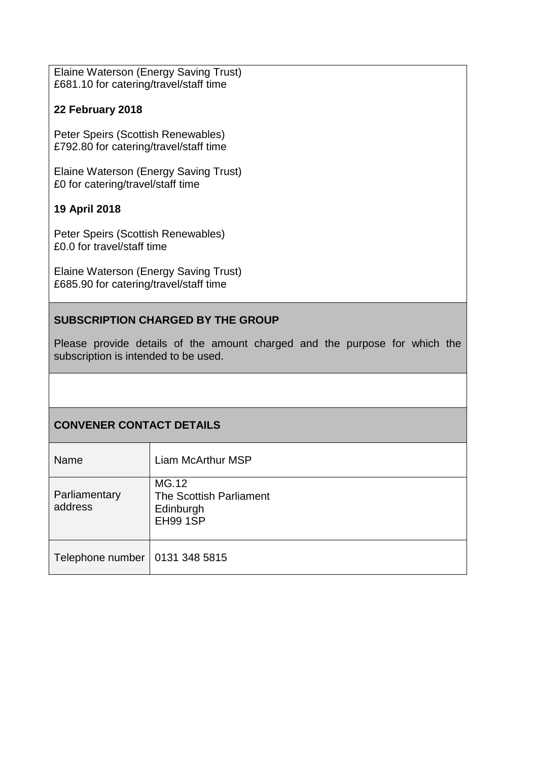Elaine Waterson (Energy Saving Trust)
£681.10 for catering/travel/staff time

**22 February 2018**

Peter Speirs (Scottish Renewables)
£792.80 for catering/travel/staff time

Elaine Waterson (Energy Saving Trust)
£0 for catering/travel/staff time

**19 April 2018**

Peter Speirs (Scottish Renewables)
£0.0 for travel/staff time

Elaine Waterson (Energy Saving Trust)
£685.90 for catering/travel/staff time

**SUBSCRIPTION CHARGED BY THE GROUP**

Please provide details of the amount charged and the purpose for which the subscription is intended to be used.

**CONVENER CONTACT DETAILS**

| | |
|---|---|
| Name | Liam McArthur MSP |
| Parliamentary address | MG.12<br>The Scottish Parliament<br>Edinburgh<br>EH99 1SP |
| Telephone number | 0131 348 5815 |